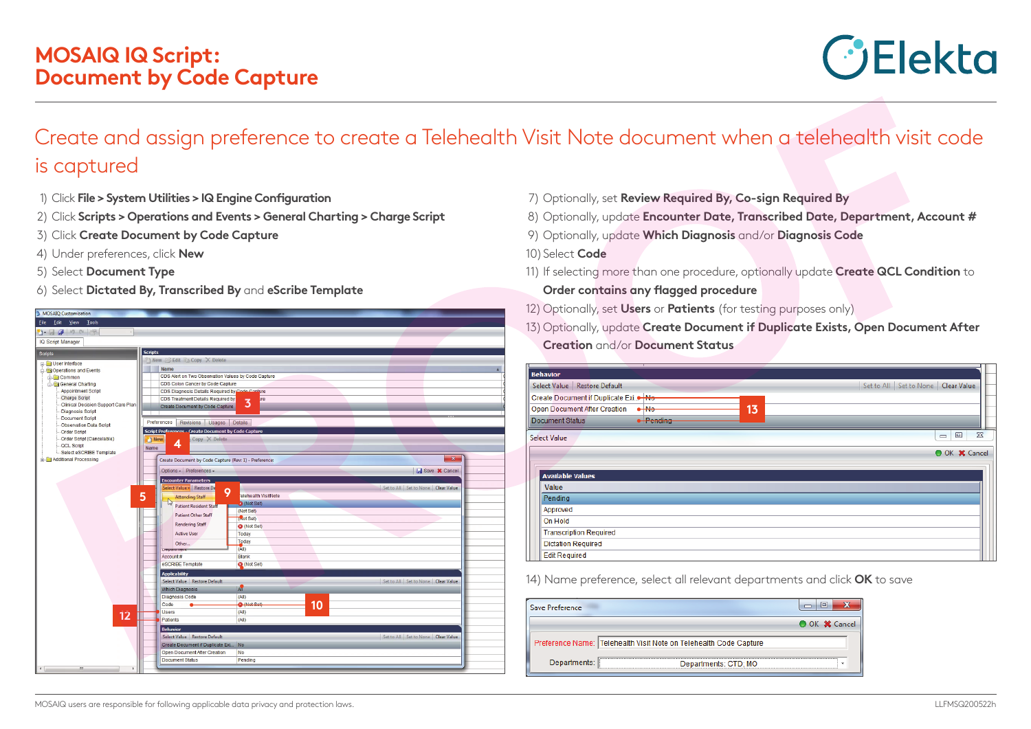# MOSAIQ IQ Script: Document by Code Capture

## Create and assign preference to create a Telehealth Visit Note document when a telehealth visit code is captured

1) Click **File > System Utilities > IQ Engine Configuration**
2) Click **Scripts > Operations and Events > General Charting > Charge Script**
3) Click **Create Document by Code Capture**
4) Under preferences, click **New**
5) Select **Document Type**
6) Select **Dictated By, Transcribed By** and **eScribe Template**
7) Optionally, set **Review Required By, Co-sign Required By**
8) Optionally, update **Encounter Date, Transcribed Date, Department, Account #**
9) Optionally, update **Which Diagnosis** and/or **Diagnosis Code**
10) Select **Code**
11) If selecting more than one procedure, optionally update **Create QCL Condition** to **Order contains any flagged procedure**
12) Optionally, set **Users** or **Patients** (for testing purposes only)
13) Optionally, update **Create Document if Duplicate Exists, Open Document After Creation** and/or **Document Status**
14) Name preference, select all relevant departments and click **OK** to save

MOSAIQ users are responsible for following applicable data privacy and protection laws.

LLFMSQ200522h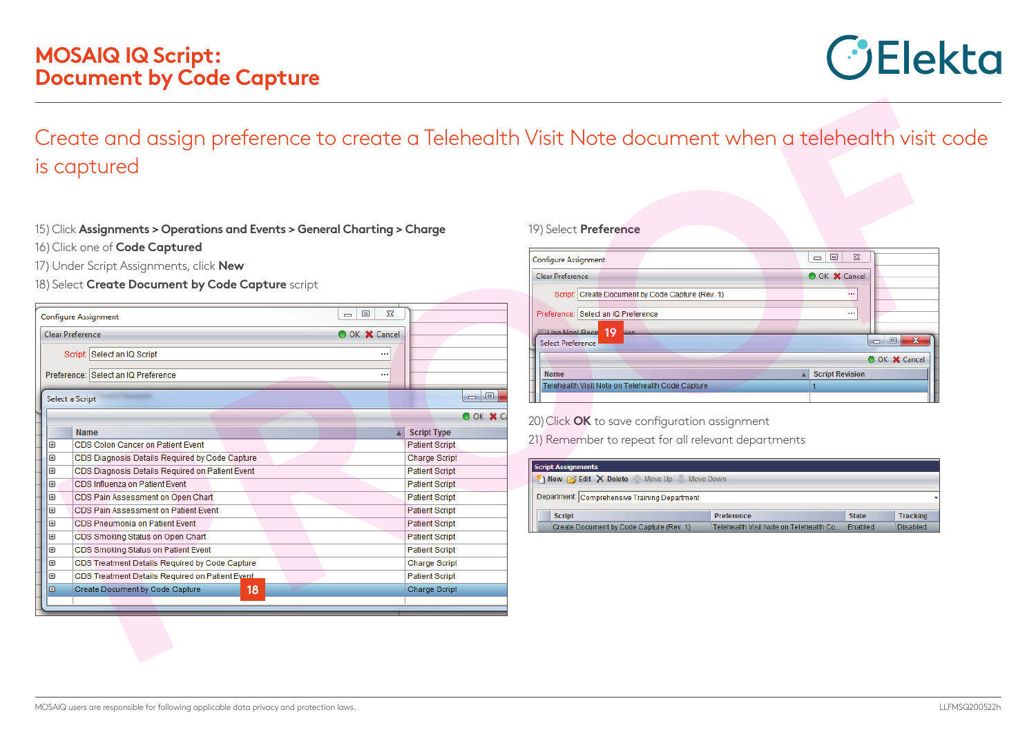# MOSAIQ IQ Script: Document by Code Capture

## Create and assign preference to create a Telehealth Visit Note document when a telehealth visit code is captured

15) Click **Assignments > Operations and Events > General Charting > Charge**
16) Click one of **Code Captured**
17) Under Script Assignments, click **New**
18) Select **Create Document by Code Capture** script

Configure Assignment

Clear Preference — OK — Cancel

Script: Select an IQ Script

Preference: Select an IQ Preference

Select a Script

| Name | Script Type |
|---|---|
| CDS Colon Cancer on Patient Event | Patient Script |
| CDS Diagnosis Details Required by Code Capture | Charge Script |
| CDS Diagnosis Details Required on Patient Event | Patient Script |
| CDS Influenza on Patient Event | Patient Script |
| CDS Pain Assessment on Open Chart | Patient Script |
| CDS Pain Assessment on Patient Event | Patient Script |
| CDS Pneumonia on Patient Event | Patient Script |
| CDS Smoking Status on Open Chart | Patient Script |
| CDS Smoking Status on Patient Event | Patient Script |
| CDS Treatment Details Required by Code Capture | Charge Script |
| CDS Treatment Details Required on Patient Event | Patient Script |
| Create Document by Code Capture | Charge Script |

19) Select **Preference**

Configure Assignment

Clear Preference — OK — Cancel

Script: Create Document by Code Capture (Rev. 1)

Preference: Select an IQ Preference

Select Preference

| Name | Script Revision |
|---|---|
| Telehealth Visit Note on Telehealth Code Capture | 1 |

20) Click **OK** to save configuration assignment
21) Remember to repeat for all relevant departments

Script Assignments

New — Edit — Delete — Move Up — Move Down

Department: Comprehensive Training Department

| Script | Preference | State | Tracking |
|---|---|---|---|
| Create Document by Code Capture (Rev. 1) | Telehealth Visit Note on Telehealth Co... | Enabled | Disabled |

MOSAIQ users are responsible for following applicable data privacy and protection laws.

LLFMSQ200522h